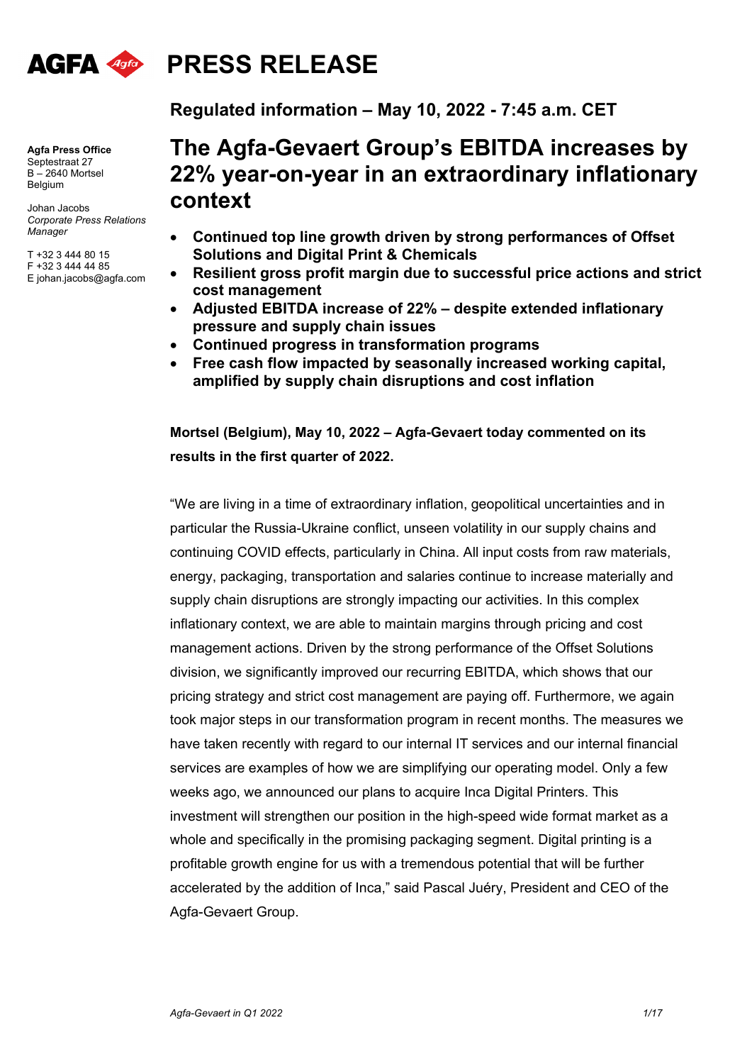# PRESS RELEASE

**Regulated information – May 10, 2022 - 7:45 a.m. CET**

**Agfa Press Office**
Septestraat 27
B – 2640 Mortsel
Belgium

Johan Jacobs
*Corporate Press Relations Manager*

T +32 3 444 80 15
F +32 3 444 44 85
E johan.jacobs@agfa.com

## The Agfa-Gevaert Group's EBITDA increases by 22% year-on-year in an extraordinary inflationary context

- **Continued top line growth driven by strong performances of Offset Solutions and Digital Print & Chemicals**
- **Resilient gross profit margin due to successful price actions and strict cost management**
- **Adjusted EBITDA increase of 22% – despite extended inflationary pressure and supply chain issues**
- **Continued progress in transformation programs**
- **Free cash flow impacted by seasonally increased working capital, amplified by supply chain disruptions and cost inflation**

**Mortsel (Belgium), May 10, 2022 – Agfa-Gevaert today commented on its results in the first quarter of 2022.**

"We are living in a time of extraordinary inflation, geopolitical uncertainties and in particular the Russia-Ukraine conflict, unseen volatility in our supply chains and continuing COVID effects, particularly in China. All input costs from raw materials, energy, packaging, transportation and salaries continue to increase materially and supply chain disruptions are strongly impacting our activities. In this complex inflationary context, we are able to maintain margins through pricing and cost management actions. Driven by the strong performance of the Offset Solutions division, we significantly improved our recurring EBITDA, which shows that our pricing strategy and strict cost management are paying off. Furthermore, we again took major steps in our transformation program in recent months. The measures we have taken recently with regard to our internal IT services and our internal financial services are examples of how we are simplifying our operating model. Only a few weeks ago, we announced our plans to acquire Inca Digital Printers. This investment will strengthen our position in the high-speed wide format market as a whole and specifically in the promising packaging segment. Digital printing is a profitable growth engine for us with a tremendous potential that will be further accelerated by the addition of Inca," said Pascal Juéry, President and CEO of the Agfa-Gevaert Group.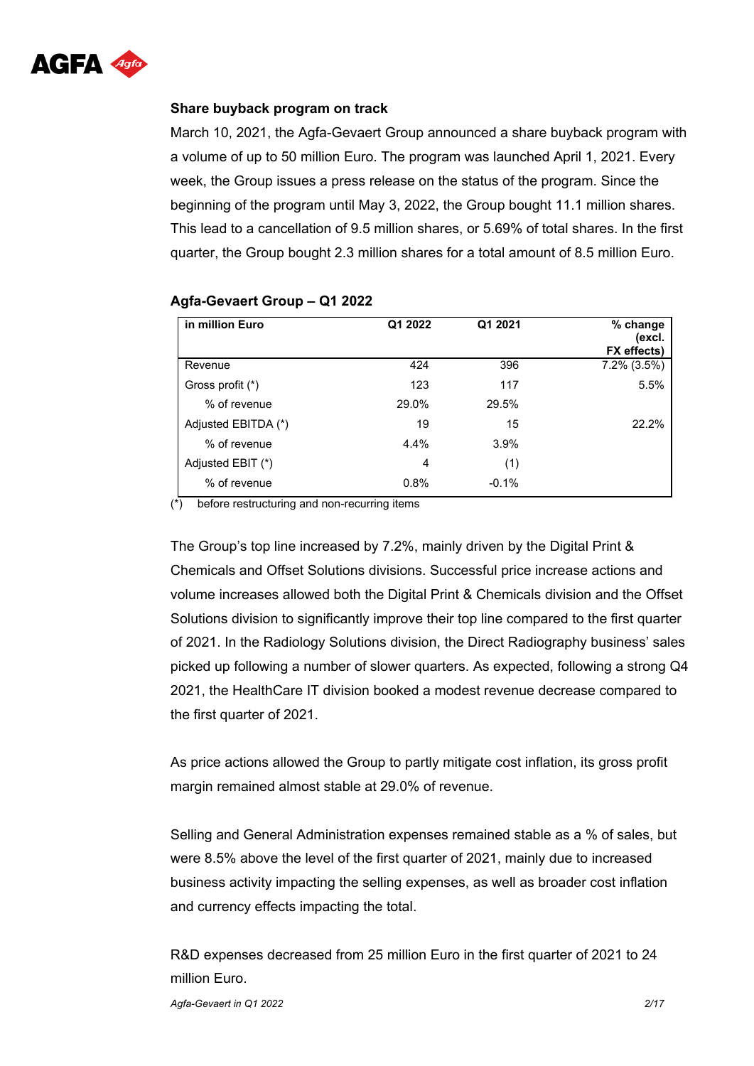### Share buyback program on track

March 10, 2021, the Agfa-Gevaert Group announced a share buyback program with a volume of up to 50 million Euro. The program was launched April 1, 2021. Every week, the Group issues a press release on the status of the program. Since the beginning of the program until May 3, 2022, the Group bought 11.1 million shares. This lead to a cancellation of 9.5 million shares, or 5.69% of total shares. In the first quarter, the Group bought 2.3 million shares for a total amount of 8.5 million Euro.

### Agfa-Gevaert Group – Q1 2022

| in million Euro | Q1 2022 | Q1 2021 | % change (excl. FX effects) |
|---|---|---|---|
| Revenue | 424 | 396 | 7.2% (3.5%) |
| Gross profit (*) | 123 | 117 | 5.5% |
| % of revenue | 29.0% | 29.5% | |
| Adjusted EBITDA (*) | 19 | 15 | 22.2% |
| % of revenue | 4.4% | 3.9% | |
| Adjusted EBIT (*) | 4 | (1) | |
| % of revenue | 0.8% | -0.1% | |

(*) before restructuring and non-recurring items

The Group's top line increased by 7.2%, mainly driven by the Digital Print & Chemicals and Offset Solutions divisions. Successful price increase actions and volume increases allowed both the Digital Print & Chemicals division and the Offset Solutions division to significantly improve their top line compared to the first quarter of 2021. In the Radiology Solutions division, the Direct Radiography business' sales picked up following a number of slower quarters. As expected, following a strong Q4 2021, the HealthCare IT division booked a modest revenue decrease compared to the first quarter of 2021.

As price actions allowed the Group to partly mitigate cost inflation, its gross profit margin remained almost stable at 29.0% of revenue.

Selling and General Administration expenses remained stable as a % of sales, but were 8.5% above the level of the first quarter of 2021, mainly due to increased business activity impacting the selling expenses, as well as broader cost inflation and currency effects impacting the total.

R&D expenses decreased from 25 million Euro in the first quarter of 2021 to 24 million Euro.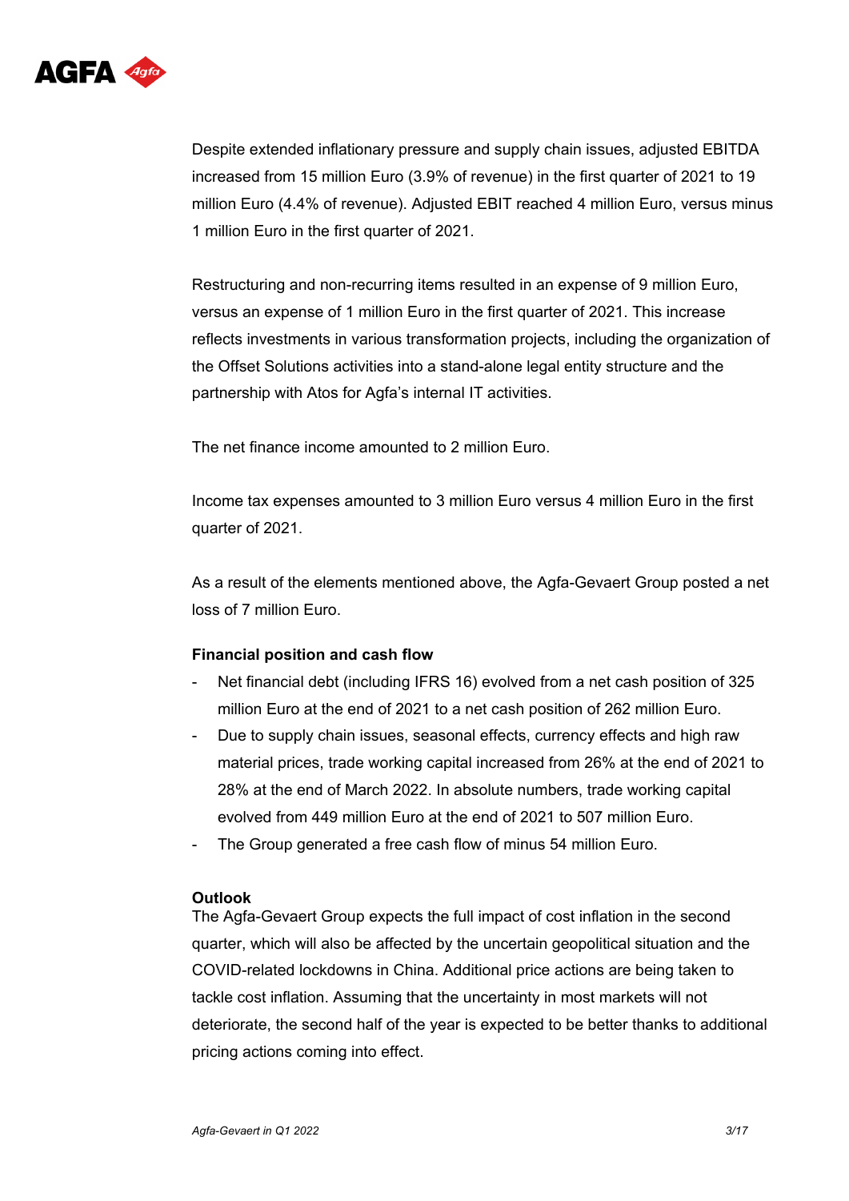Despite extended inflationary pressure and supply chain issues, adjusted EBITDA increased from 15 million Euro (3.9% of revenue) in the first quarter of 2021 to 19 million Euro (4.4% of revenue). Adjusted EBIT reached 4 million Euro, versus minus 1 million Euro in the first quarter of 2021.

Restructuring and non-recurring items resulted in an expense of 9 million Euro, versus an expense of 1 million Euro in the first quarter of 2021. This increase reflects investments in various transformation projects, including the organization of the Offset Solutions activities into a stand-alone legal entity structure and the partnership with Atos for Agfa's internal IT activities.

The net finance income amounted to 2 million Euro.

Income tax expenses amounted to 3 million Euro versus 4 million Euro in the first quarter of 2021.

As a result of the elements mentioned above, the Agfa-Gevaert Group posted a net loss of 7 million Euro.

**Financial position and cash flow**

- Net financial debt (including IFRS 16) evolved from a net cash position of 325 million Euro at the end of 2021 to a net cash position of 262 million Euro.
- Due to supply chain issues, seasonal effects, currency effects and high raw material prices, trade working capital increased from 26% at the end of 2021 to 28% at the end of March 2022. In absolute numbers, trade working capital evolved from 449 million Euro at the end of 2021 to 507 million Euro.
- The Group generated a free cash flow of minus 54 million Euro.

**Outlook**

The Agfa-Gevaert Group expects the full impact of cost inflation in the second quarter, which will also be affected by the uncertain geopolitical situation and the COVID-related lockdowns in China. Additional price actions are being taken to tackle cost inflation. Assuming that the uncertainty in most markets will not deteriorate, the second half of the year is expected to be better thanks to additional pricing actions coming into effect.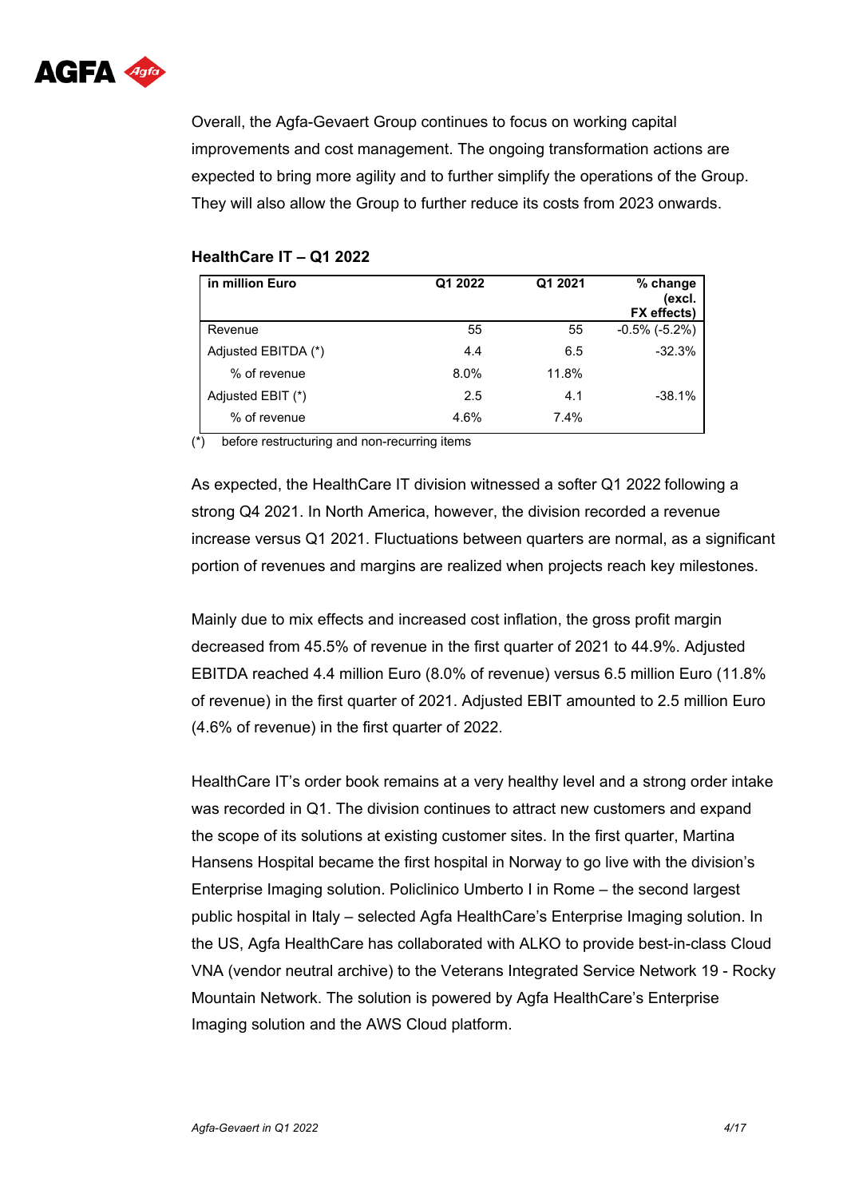Overall, the Agfa-Gevaert Group continues to focus on working capital improvements and cost management. The ongoing transformation actions are expected to bring more agility and to further simplify the operations of the Group. They will also allow the Group to further reduce its costs from 2023 onwards.

**HealthCare IT – Q1 2022**

| in million Euro | Q1 2022 | Q1 2021 | % change (excl. FX effects) |
|---|---|---|---|
| Revenue | 55 | 55 | -0.5% (-5.2%) |
| Adjusted EBITDA (*) | 4.4 | 6.5 | -32.3% |
| % of revenue | 8.0% | 11.8% | |
| Adjusted EBIT (*) | 2.5 | 4.1 | -38.1% |
| % of revenue | 4.6% | 7.4% | |

(*) before restructuring and non-recurring items

As expected, the HealthCare IT division witnessed a softer Q1 2022 following a strong Q4 2021. In North America, however, the division recorded a revenue increase versus Q1 2021. Fluctuations between quarters are normal, as a significant portion of revenues and margins are realized when projects reach key milestones.

Mainly due to mix effects and increased cost inflation, the gross profit margin decreased from 45.5% of revenue in the first quarter of 2021 to 44.9%. Adjusted EBITDA reached 4.4 million Euro (8.0% of revenue) versus 6.5 million Euro (11.8% of revenue) in the first quarter of 2021. Adjusted EBIT amounted to 2.5 million Euro (4.6% of revenue) in the first quarter of 2022.

HealthCare IT's order book remains at a very healthy level and a strong order intake was recorded in Q1. The division continues to attract new customers and expand the scope of its solutions at existing customer sites. In the first quarter, Martina Hansens Hospital became the first hospital in Norway to go live with the division's Enterprise Imaging solution. Policlinico Umberto I in Rome – the second largest public hospital in Italy – selected Agfa HealthCare's Enterprise Imaging solution. In the US, Agfa HealthCare has collaborated with ALKO to provide best-in-class Cloud VNA (vendor neutral archive) to the Veterans Integrated Service Network 19 - Rocky Mountain Network. The solution is powered by Agfa HealthCare's Enterprise Imaging solution and the AWS Cloud platform.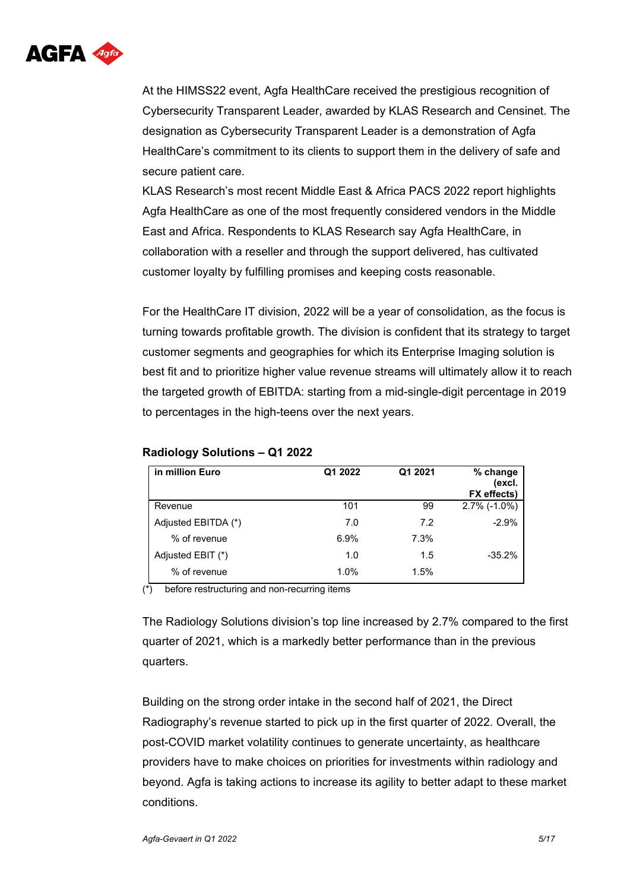At the HIMSS22 event, Agfa HealthCare received the prestigious recognition of Cybersecurity Transparent Leader, awarded by KLAS Research and Censinet. The designation as Cybersecurity Transparent Leader is a demonstration of Agfa HealthCare's commitment to its clients to support them in the delivery of safe and secure patient care.
KLAS Research's most recent Middle East & Africa PACS 2022 report highlights Agfa HealthCare as one of the most frequently considered vendors in the Middle East and Africa. Respondents to KLAS Research say Agfa HealthCare, in collaboration with a reseller and through the support delivered, has cultivated customer loyalty by fulfilling promises and keeping costs reasonable.

For the HealthCare IT division, 2022 will be a year of consolidation, as the focus is turning towards profitable growth. The division is confident that its strategy to target customer segments and geographies for which its Enterprise Imaging solution is best fit and to prioritize higher value revenue streams will ultimately allow it to reach the targeted growth of EBITDA: starting from a mid-single-digit percentage in 2019 to percentages in the high-teens over the next years.

**Radiology Solutions – Q1 2022**

| in million Euro | Q1 2022 | Q1 2021 | % change (excl. FX effects) |
|---|---|---|---|
| Revenue | 101 | 99 | 2.7% (-1.0%) |
| Adjusted EBITDA (*) | 7.0 | 7.2 | -2.9% |
| % of revenue | 6.9% | 7.3% | |
| Adjusted EBIT (*) | 1.0 | 1.5 | -35.2% |
| % of revenue | 1.0% | 1.5% | |

(*) before restructuring and non-recurring items

The Radiology Solutions division's top line increased by 2.7% compared to the first quarter of 2021, which is a markedly better performance than in the previous quarters.

Building on the strong order intake in the second half of 2021, the Direct Radiography's revenue started to pick up in the first quarter of 2022. Overall, the post-COVID market volatility continues to generate uncertainty, as healthcare providers have to make choices on priorities for investments within radiology and beyond. Agfa is taking actions to increase its agility to better adapt to these market conditions.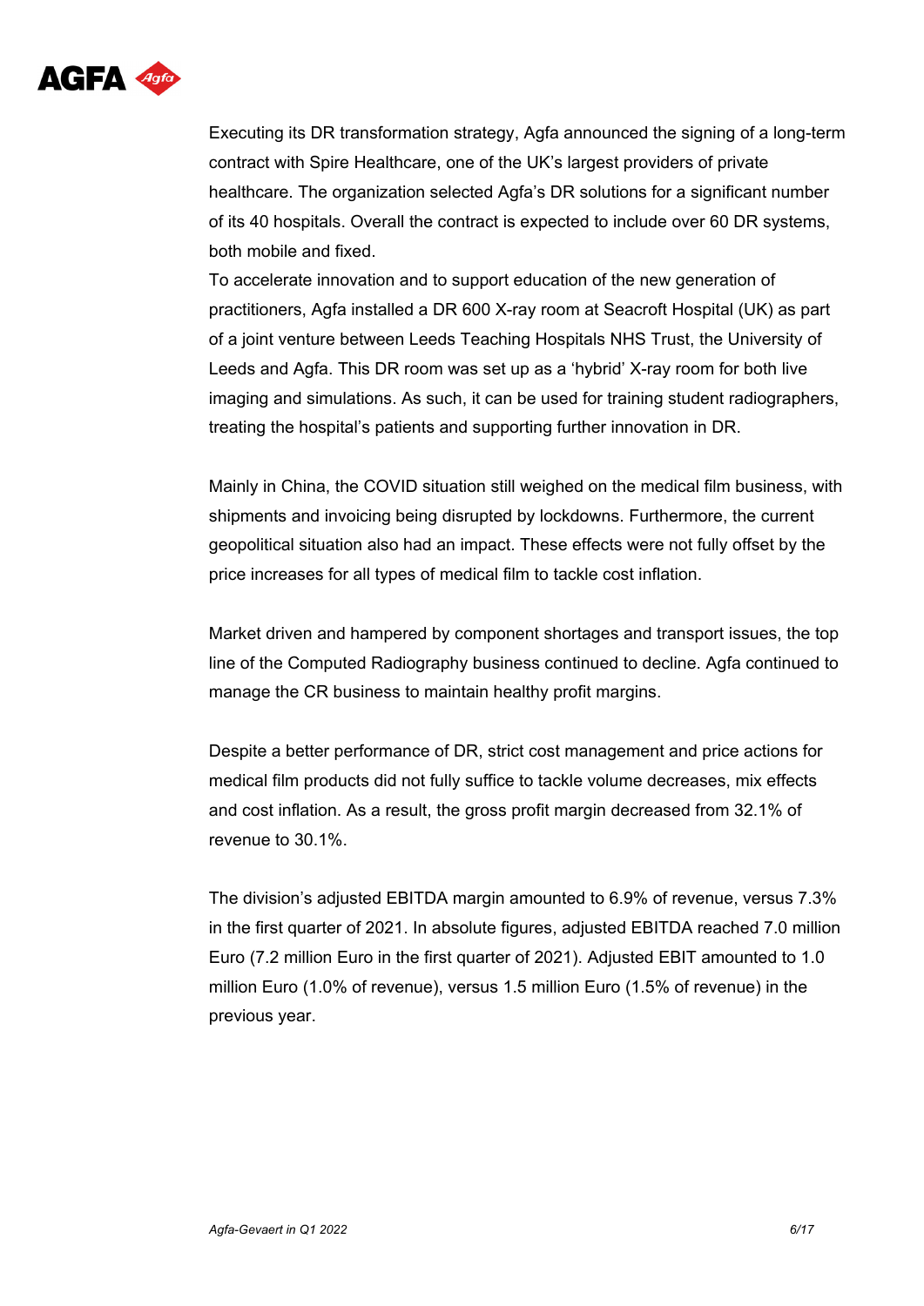Executing its DR transformation strategy, Agfa announced the signing of a long-term contract with Spire Healthcare, one of the UK's largest providers of private healthcare. The organization selected Agfa's DR solutions for a significant number of its 40 hospitals. Overall the contract is expected to include over 60 DR systems, both mobile and fixed.
To accelerate innovation and to support education of the new generation of practitioners, Agfa installed a DR 600 X-ray room at Seacroft Hospital (UK) as part of a joint venture between Leeds Teaching Hospitals NHS Trust, the University of Leeds and Agfa. This DR room was set up as a 'hybrid' X-ray room for both live imaging and simulations. As such, it can be used for training student radiographers, treating the hospital's patients and supporting further innovation in DR.

Mainly in China, the COVID situation still weighed on the medical film business, with shipments and invoicing being disrupted by lockdowns. Furthermore, the current geopolitical situation also had an impact. These effects were not fully offset by the price increases for all types of medical film to tackle cost inflation.

Market driven and hampered by component shortages and transport issues, the top line of the Computed Radiography business continued to decline. Agfa continued to manage the CR business to maintain healthy profit margins.

Despite a better performance of DR, strict cost management and price actions for medical film products did not fully suffice to tackle volume decreases, mix effects and cost inflation. As a result, the gross profit margin decreased from 32.1% of revenue to 30.1%.

The division's adjusted EBITDA margin amounted to 6.9% of revenue, versus 7.3% in the first quarter of 2021. In absolute figures, adjusted EBITDA reached 7.0 million Euro (7.2 million Euro in the first quarter of 2021). Adjusted EBIT amounted to 1.0 million Euro (1.0% of revenue), versus 1.5 million Euro (1.5% of revenue) in the previous year.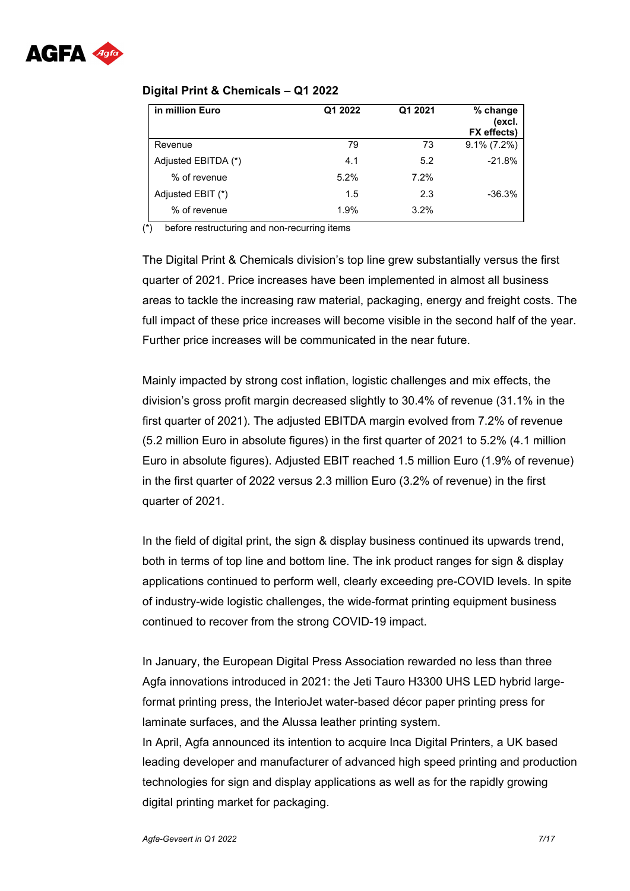## Digital Print & Chemicals – Q1 2022

| in million Euro | Q1 2022 | Q1 2021 | % change (excl. FX effects) |
|---|---|---|---|
| Revenue | 79 | 73 | 9.1% (7.2%) |
| Adjusted EBITDA (*) | 4.1 | 5.2 | -21.8% |
| % of revenue | 5.2% | 7.2% | |
| Adjusted EBIT (*) | 1.5 | 2.3 | -36.3% |
| % of revenue | 1.9% | 3.2% | |

(*) before restructuring and non-recurring items

The Digital Print & Chemicals division's top line grew substantially versus the first quarter of 2021. Price increases have been implemented in almost all business areas to tackle the increasing raw material, packaging, energy and freight costs. The full impact of these price increases will become visible in the second half of the year. Further price increases will be communicated in the near future.

Mainly impacted by strong cost inflation, logistic challenges and mix effects, the division's gross profit margin decreased slightly to 30.4% of revenue (31.1% in the first quarter of 2021). The adjusted EBITDA margin evolved from 7.2% of revenue (5.2 million Euro in absolute figures) in the first quarter of 2021 to 5.2% (4.1 million Euro in absolute figures). Adjusted EBIT reached 1.5 million Euro (1.9% of revenue) in the first quarter of 2022 versus 2.3 million Euro (3.2% of revenue) in the first quarter of 2021.

In the field of digital print, the sign & display business continued its upwards trend, both in terms of top line and bottom line. The ink product ranges for sign & display applications continued to perform well, clearly exceeding pre-COVID levels. In spite of industry-wide logistic challenges, the wide-format printing equipment business continued to recover from the strong COVID-19 impact.

In January, the European Digital Press Association rewarded no less than three Agfa innovations introduced in 2021: the Jeti Tauro H3300 UHS LED hybrid large-format printing press, the InterioJet water-based décor paper printing press for laminate surfaces, and the Alussa leather printing system.

In April, Agfa announced its intention to acquire Inca Digital Printers, a UK based leading developer and manufacturer of advanced high speed printing and production technologies for sign and display applications as well as for the rapidly growing digital printing market for packaging.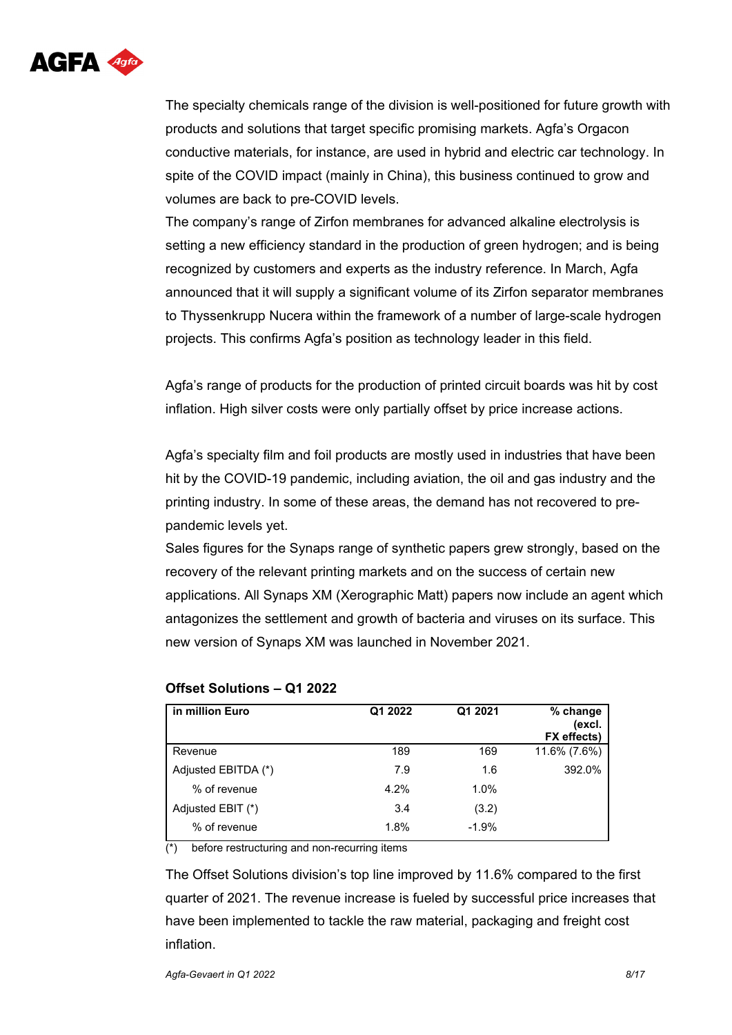The specialty chemicals range of the division is well-positioned for future growth with products and solutions that target specific promising markets. Agfa's Orgacon conductive materials, for instance, are used in hybrid and electric car technology. In spite of the COVID impact (mainly in China), this business continued to grow and volumes are back to pre-COVID levels.
The company's range of Zirfon membranes for advanced alkaline electrolysis is setting a new efficiency standard in the production of green hydrogen; and is being recognized by customers and experts as the industry reference. In March, Agfa announced that it will supply a significant volume of its Zirfon separator membranes to Thyssenkrupp Nucera within the framework of a number of large-scale hydrogen projects. This confirms Agfa's position as technology leader in this field.

Agfa's range of products for the production of printed circuit boards was hit by cost inflation. High silver costs were only partially offset by price increase actions.

Agfa's specialty film and foil products are mostly used in industries that have been hit by the COVID-19 pandemic, including aviation, the oil and gas industry and the printing industry. In some of these areas, the demand has not recovered to pre-pandemic levels yet.
Sales figures for the Synaps range of synthetic papers grew strongly, based on the recovery of the relevant printing markets and on the success of certain new applications. All Synaps XM (Xerographic Matt) papers now include an agent which antagonizes the settlement and growth of bacteria and viruses on its surface. This new version of Synaps XM was launched in November 2021.

**Offset Solutions – Q1 2022**

| in million Euro | Q1 2022 | Q1 2021 | % change (excl. FX effects) |
|---|---|---|---|
| Revenue | 189 | 169 | 11.6% (7.6%) |
| Adjusted EBITDA (*) | 7.9 | 1.6 | 392.0% |
| % of revenue | 4.2% | 1.0% | |
| Adjusted EBIT (*) | 3.4 | (3.2) | |
| % of revenue | 1.8% | -1.9% | |

(*) before restructuring and non-recurring items

The Offset Solutions division's top line improved by 11.6% compared to the first quarter of 2021. The revenue increase is fueled by successful price increases that have been implemented to tackle the raw material, packaging and freight cost inflation.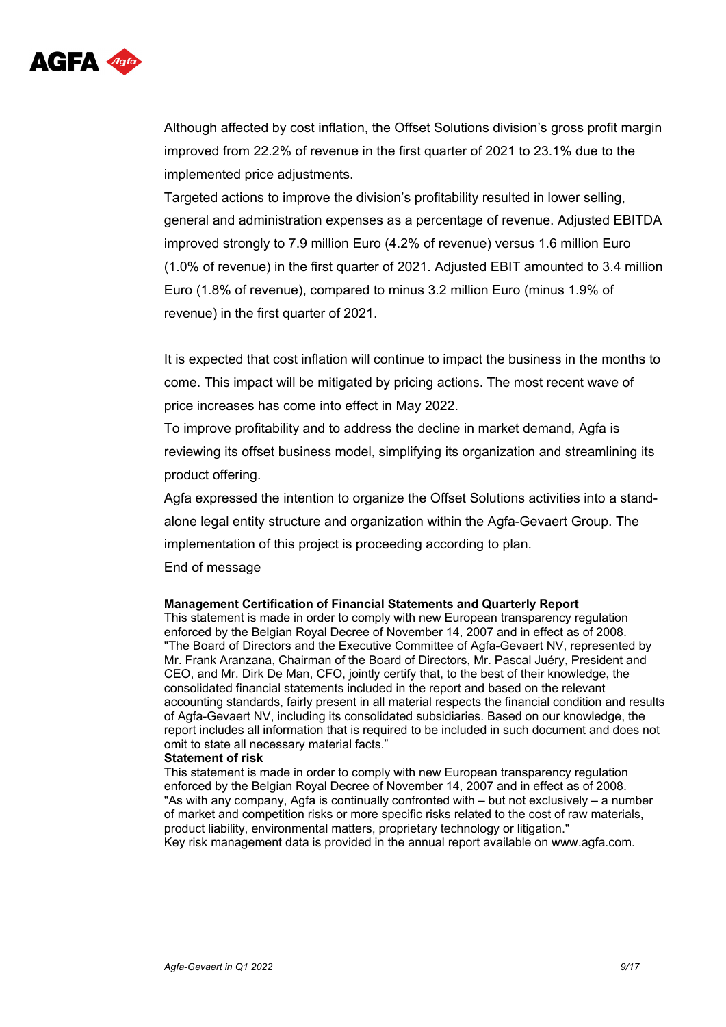Although affected by cost inflation, the Offset Solutions division's gross profit margin improved from 22.2% of revenue in the first quarter of 2021 to 23.1% due to the implemented price adjustments.

Targeted actions to improve the division's profitability resulted in lower selling, general and administration expenses as a percentage of revenue. Adjusted EBITDA improved strongly to 7.9 million Euro (4.2% of revenue) versus 1.6 million Euro (1.0% of revenue) in the first quarter of 2021. Adjusted EBIT amounted to 3.4 million Euro (1.8% of revenue), compared to minus 3.2 million Euro (minus 1.9% of revenue) in the first quarter of 2021.

It is expected that cost inflation will continue to impact the business in the months to come. This impact will be mitigated by pricing actions. The most recent wave of price increases has come into effect in May 2022.

To improve profitability and to address the decline in market demand, Agfa is reviewing its offset business model, simplifying its organization and streamlining its product offering.

Agfa expressed the intention to organize the Offset Solutions activities into a stand-alone legal entity structure and organization within the Agfa-Gevaert Group. The implementation of this project is proceeding according to plan.

End of message

**Management Certification of Financial Statements and Quarterly Report**

This statement is made in order to comply with new European transparency regulation enforced by the Belgian Royal Decree of November 14, 2007 and in effect as of 2008.
"The Board of Directors and the Executive Committee of Agfa-Gevaert NV, represented by Mr. Frank Aranzana, Chairman of the Board of Directors, Mr. Pascal Juéry, President and CEO, and Mr. Dirk De Man, CFO, jointly certify that, to the best of their knowledge, the consolidated financial statements included in the report and based on the relevant accounting standards, fairly present in all material respects the financial condition and results of Agfa-Gevaert NV, including its consolidated subsidiaries. Based on our knowledge, the report includes all information that is required to be included in such document and does not omit to state all necessary material facts."

**Statement of risk**

This statement is made in order to comply with new European transparency regulation enforced by the Belgian Royal Decree of November 14, 2007 and in effect as of 2008.
"As with any company, Agfa is continually confronted with – but not exclusively – a number of market and competition risks or more specific risks related to the cost of raw materials, product liability, environmental matters, proprietary technology or litigation."
Key risk management data is provided in the annual report available on www.agfa.com.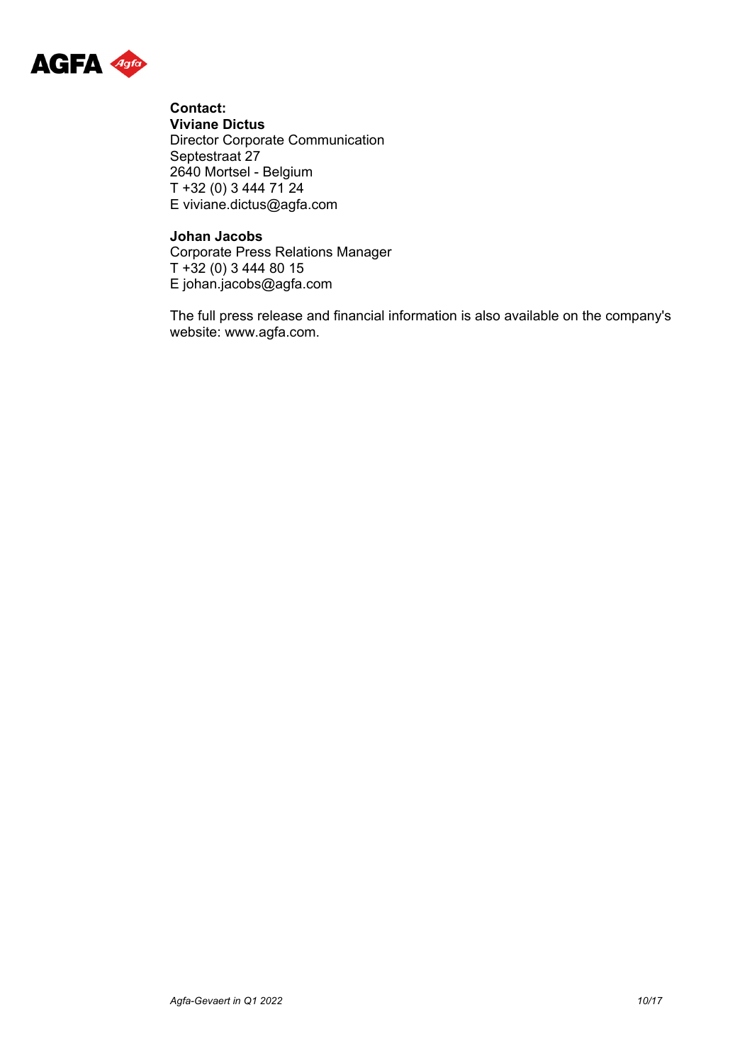**Contact:**
**Viviane Dictus**
Director Corporate Communication
Septestraat 27
2640 Mortsel - Belgium
T +32 (0) 3 444 71 24
E viviane.dictus@agfa.com

**Johan Jacobs**
Corporate Press Relations Manager
T +32 (0) 3 444 80 15
E johan.jacobs@agfa.com

The full press release and financial information is also available on the company's website: www.agfa.com.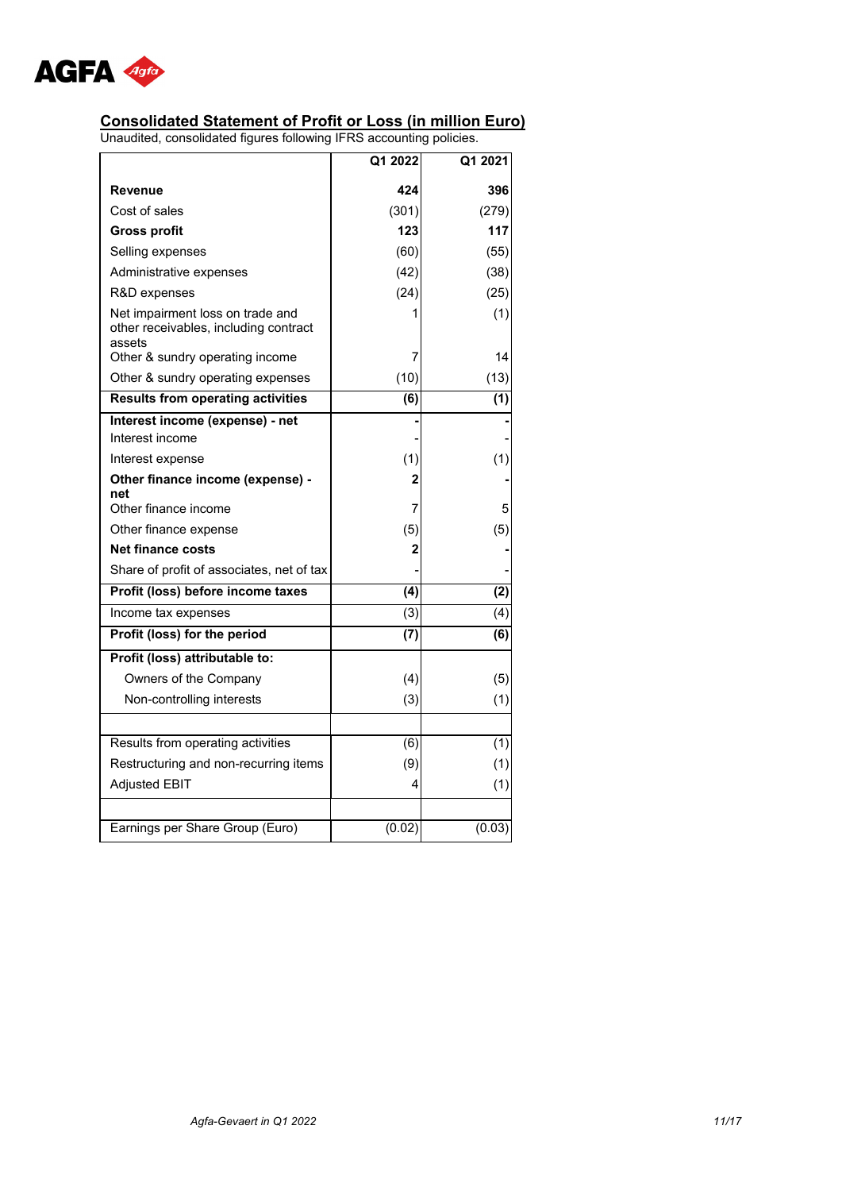## Consolidated Statement of Profit or Loss (in million Euro)

Unaudited, consolidated figures following IFRS accounting policies.

| | Q1 2022 | Q1 2021 |
|---|---|---|
| **Revenue** | **424** | **396** |
| Cost of sales | (301) | (279) |
| **Gross profit** | **123** | **117** |
| Selling expenses | (60) | (55) |
| Administrative expenses | (42) | (38) |
| R&D expenses | (24) | (25) |
| Net impairment loss on trade and other receivables, including contract assets | 1 | (1) |
| Other & sundry operating income | 7 | 14 |
| Other & sundry operating expenses | (10) | (13) |
| **Results from operating activities** | **(6)** | **(1)** |
| **Interest income (expense) - net** | **-** | **-** |
| Interest income | - | - |
| Interest expense | (1) | (1) |
| **Other finance income (expense) - net** | **2** | **-** |
| Other finance income | 7 | 5 |
| Other finance expense | (5) | (5) |
| **Net finance costs** | **2** | **-** |
| Share of profit of associates, net of tax | - | - |
| **Profit (loss) before income taxes** | **(4)** | **(2)** |
| Income tax expenses | (3) | (4) |
| **Profit (loss) for the period** | **(7)** | **(6)** |
| **Profit (loss) attributable to:** | | |
| Owners of the Company | (4) | (5) |
| Non-controlling interests | (3) | (1) |
| | | |
| Results from operating activities | (6) | (1) |
| Restructuring and non-recurring items | (9) | (1) |
| Adjusted EBIT | 4 | (1) |
| | | |
| Earnings per Share Group (Euro) | (0.02) | (0.03) |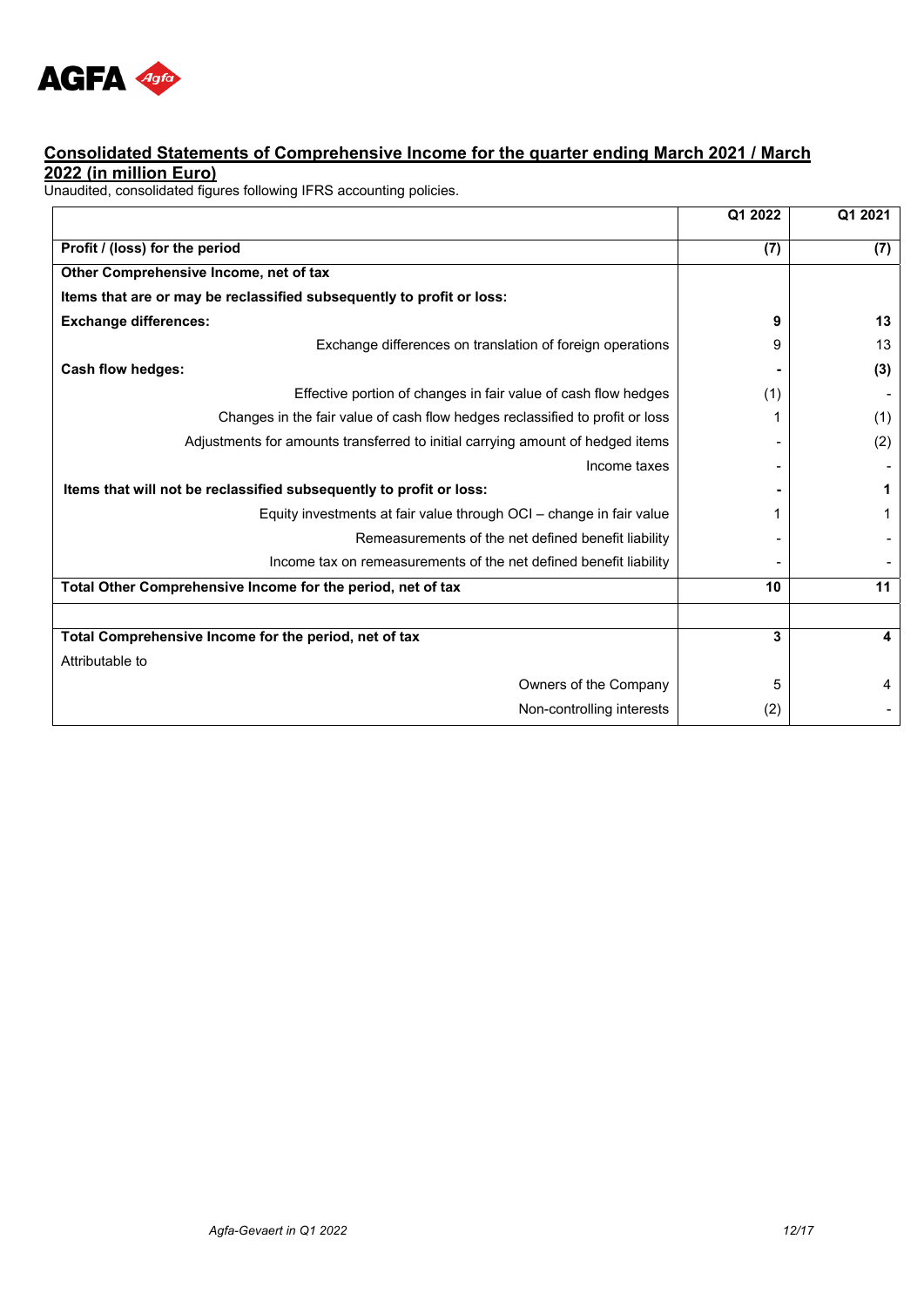**Consolidated Statements of Comprehensive Income for the quarter ending March 2021 / March 2022 (in million Euro)**

Unaudited, consolidated figures following IFRS accounting policies.

| | Q1 2022 | Q1 2021 |
|---|---|---|
| **Profit / (loss) for the period** | **(7)** | **(7)** |
| **Other Comprehensive Income, net of tax** | | |
| **Items that are or may be reclassified subsequently to profit or loss:** | | |
| **Exchange differences:** | **9** | **13** |
| Exchange differences on translation of foreign operations | 9 | 13 |
| **Cash flow hedges:** | **-** | **(3)** |
| Effective portion of changes in fair value of cash flow hedges | (1) | - |
| Changes in the fair value of cash flow hedges reclassified to profit or loss | 1 | (1) |
| Adjustments for amounts transferred to initial carrying amount of hedged items | - | (2) |
| Income taxes | - | - |
| **Items that will not be reclassified subsequently to profit or loss:** | **-** | **1** |
| Equity investments at fair value through OCI – change in fair value | 1 | 1 |
| Remeasurements of the net defined benefit liability | - | - |
| Income tax on remeasurements of the net defined benefit liability | - | - |
| **Total Other Comprehensive Income for the period, net of tax** | **10** | **11** |
| | | |
| **Total Comprehensive Income for the period, net of tax** | **3** | **4** |
| Attributable to | | |
| Owners of the Company | 5 | 4 |
| Non-controlling interests | (2) | - |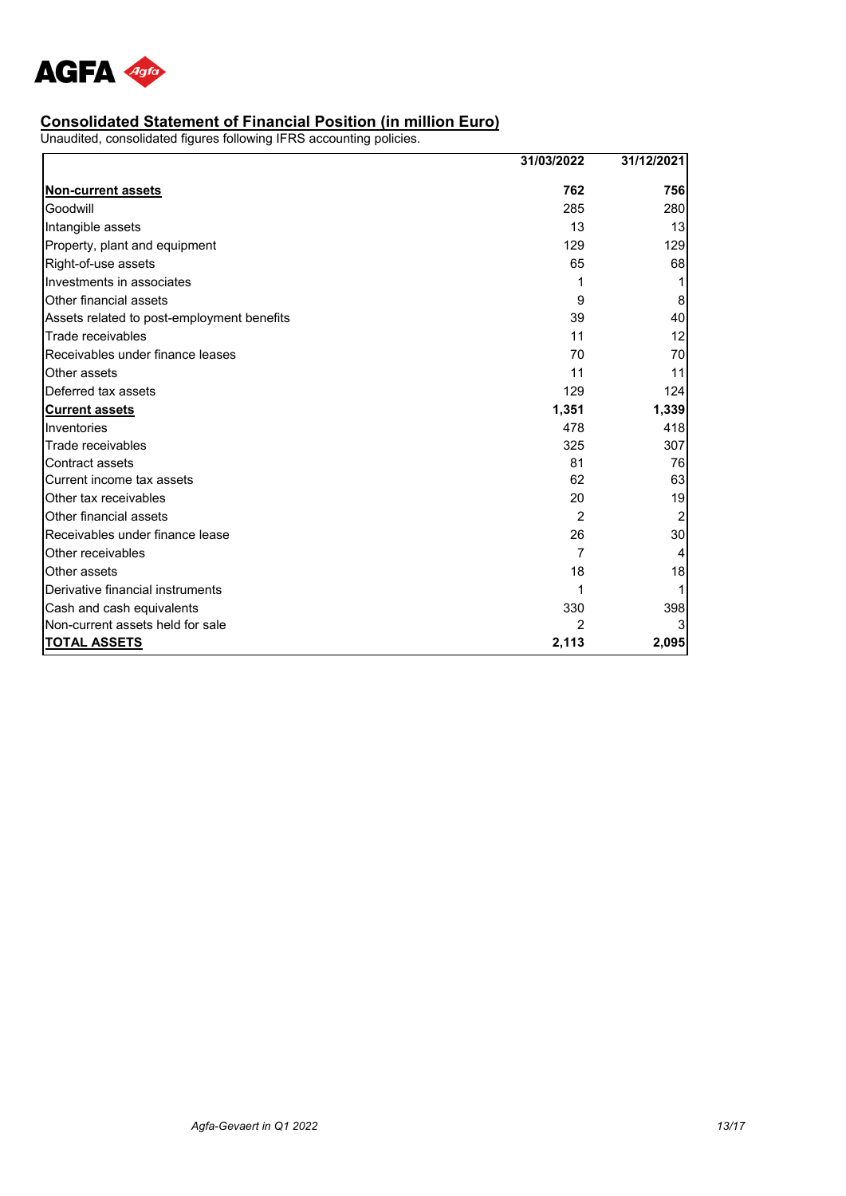## Consolidated Statement of Financial Position (in million Euro)

Unaudited, consolidated figures following IFRS accounting policies.

| | 31/03/2022 | 31/12/2021 |
|---|---|---|
| **Non-current assets** | **762** | **756** |
| Goodwill | 285 | 280 |
| Intangible assets | 13 | 13 |
| Property, plant and equipment | 129 | 129 |
| Right-of-use assets | 65 | 68 |
| Investments in associates | 1 | 1 |
| Other financial assets | 9 | 8 |
| Assets related to post-employment benefits | 39 | 40 |
| Trade receivables | 11 | 12 |
| Receivables under finance leases | 70 | 70 |
| Other assets | 11 | 11 |
| Deferred tax assets | 129 | 124 |
| **Current assets** | **1,351** | **1,339** |
| Inventories | 478 | 418 |
| Trade receivables | 325 | 307 |
| Contract assets | 81 | 76 |
| Current income tax assets | 62 | 63 |
| Other tax receivables | 20 | 19 |
| Other financial assets | 2 | 2 |
| Receivables under finance lease | 26 | 30 |
| Other receivables | 7 | 4 |
| Other assets | 18 | 18 |
| Derivative financial instruments | 1 | 1 |
| Cash and cash equivalents | 330 | 398 |
| Non-current assets held for sale | 2 | 3 |
| **TOTAL ASSETS** | **2,113** | **2,095** |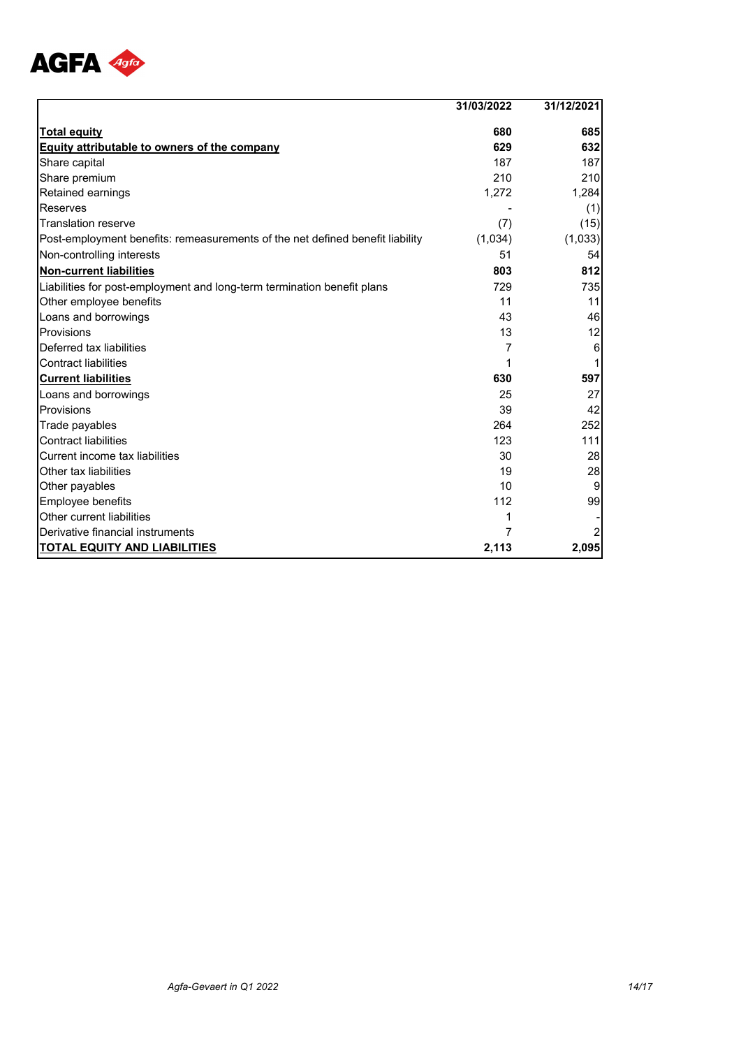| | 31/03/2022 | 31/12/2021 |
|---|---|---|
| **Total equity** | **680** | **685** |
| **Equity attributable to owners of the company** | **629** | **632** |
| Share capital | 187 | 187 |
| Share premium | 210 | 210 |
| Retained earnings | 1,272 | 1,284 |
| Reserves | - | (1) |
| Translation reserve | (7) | (15) |
| Post-employment benefits: remeasurements of the net defined benefit liability | (1,034) | (1,033) |
| Non-controlling interests | 51 | 54 |
| **Non-current liabilities** | **803** | **812** |
| Liabilities for post-employment and long-term termination benefit plans | 729 | 735 |
| Other employee benefits | 11 | 11 |
| Loans and borrowings | 43 | 46 |
| Provisions | 13 | 12 |
| Deferred tax liabilities | 7 | 6 |
| Contract liabilities | 1 | 1 |
| **Current liabilities** | **630** | **597** |
| Loans and borrowings | 25 | 27 |
| Provisions | 39 | 42 |
| Trade payables | 264 | 252 |
| Contract liabilities | 123 | 111 |
| Current income tax liabilities | 30 | 28 |
| Other tax liabilities | 19 | 28 |
| Other payables | 10 | 9 |
| Employee benefits | 112 | 99 |
| Other current liabilities | 1 | - |
| Derivative financial instruments | 7 | 2 |
| **TOTAL EQUITY AND LIABILITIES** | **2,113** | **2,095** |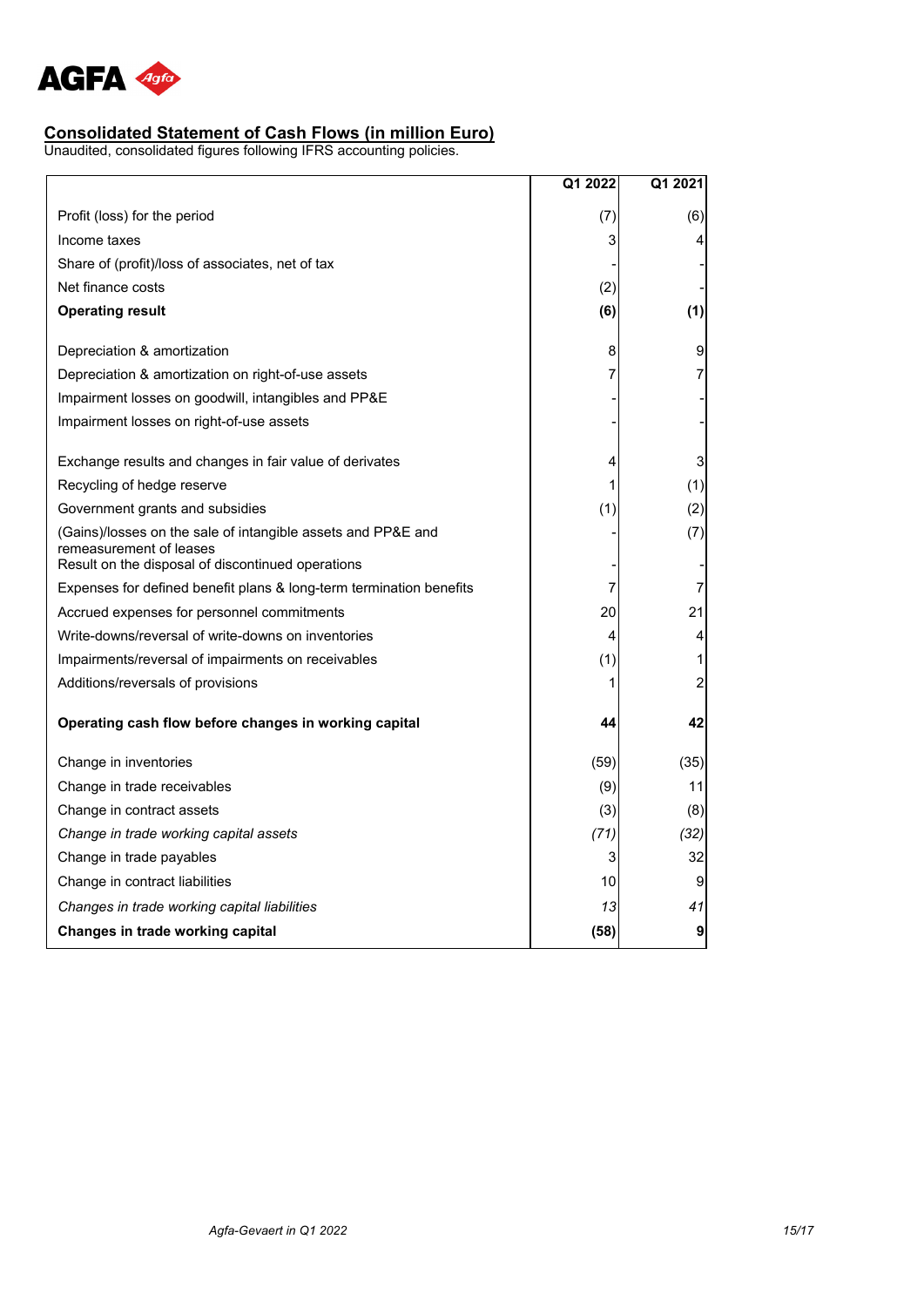## Consolidated Statement of Cash Flows (in million Euro)

Unaudited, consolidated figures following IFRS accounting policies.

| | Q1 2022 | Q1 2021 |
|---|---|---|
| Profit (loss) for the period | (7) | (6) |
| Income taxes | 3 | 4 |
| Share of (profit)/loss of associates, net of tax | - | - |
| Net finance costs | (2) | - |
| **Operating result** | **(6)** | **(1)** |
| Depreciation & amortization | 8 | 9 |
| Depreciation & amortization on right-of-use assets | 7 | 7 |
| Impairment losses on goodwill, intangibles and PP&E | - | - |
| Impairment losses on right-of-use assets | - | - |
| Exchange results and changes in fair value of derivates | 4 | 3 |
| Recycling of hedge reserve | 1 | (1) |
| Government grants and subsidies | (1) | (2) |
| (Gains)/losses on the sale of intangible assets and PP&E and remeasurement of leases | - | (7) |
| Result on the disposal of discontinued operations | - | - |
| Expenses for defined benefit plans & long-term termination benefits | 7 | 7 |
| Accrued expenses for personnel commitments | 20 | 21 |
| Write-downs/reversal of write-downs on inventories | 4 | 4 |
| Impairments/reversal of impairments on receivables | (1) | 1 |
| Additions/reversals of provisions | 1 | 2 |
| **Operating cash flow before changes in working capital** | **44** | **42** |
| Change in inventories | (59) | (35) |
| Change in trade receivables | (9) | 11 |
| Change in contract assets | (3) | (8) |
| *Change in trade working capital assets* | *(71)* | *(32)* |
| Change in trade payables | 3 | 32 |
| Change in contract liabilities | 10 | 9 |
| *Changes in trade working capital liabilities* | *13* | *41* |
| **Changes in trade working capital** | **(58)** | **9** |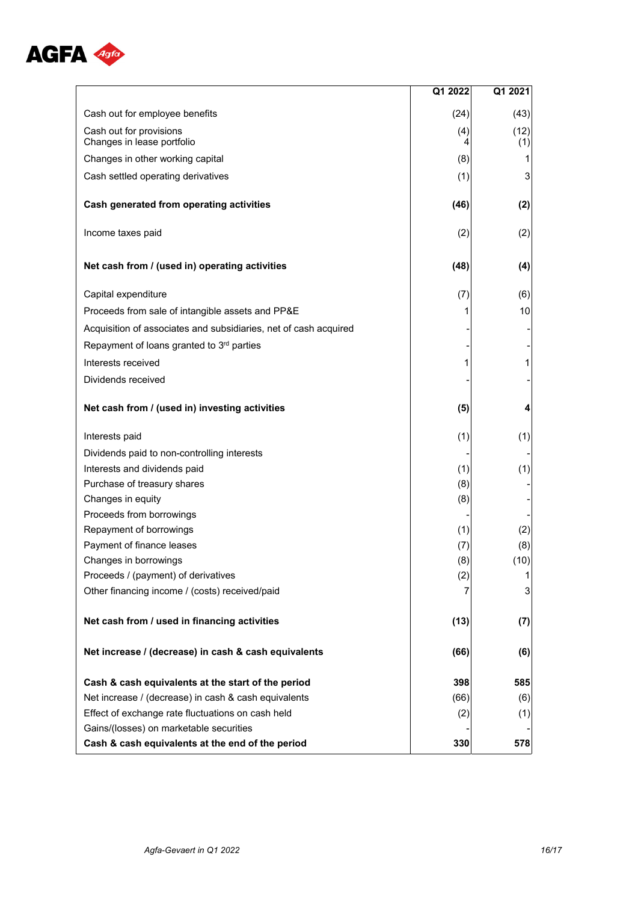| | Q1 2022 | Q1 2021 |
|---|---|---|
| Cash out for employee benefits | (24) | (43) |
| Cash out for provisions | (4) | (12) |
| Changes in lease portfolio | 4 | (1) |
| Changes in other working capital | (8) | 1 |
| Cash settled operating derivatives | (1) | 3 |
| **Cash generated from operating activities** | **(46)** | **(2)** |
| Income taxes paid | (2) | (2) |
| **Net cash from / (used in) operating activities** | **(48)** | **(4)** |
| Capital expenditure | (7) | (6) |
| Proceeds from sale of intangible assets and PP&E | 1 | 10 |
| Acquisition of associates and subsidiaries, net of cash acquired | - | - |
| Repayment of loans granted to 3rd parties | - | - |
| Interests received | 1 | 1 |
| Dividends received | - | - |
| **Net cash from / (used in) investing activities** | **(5)** | **4** |
| Interests paid | (1) | (1) |
| Dividends paid to non-controlling interests | - | - |
| Interests and dividends paid | (1) | (1) |
| Purchase of treasury shares | (8) | - |
| Changes in equity | (8) | - |
| Proceeds from borrowings | - | - |
| Repayment of borrowings | (1) | (2) |
| Payment of finance leases | (7) | (8) |
| Changes in borrowings | (8) | (10) |
| Proceeds / (payment) of derivatives | (2) | 1 |
| Other financing income / (costs) received/paid | 7 | 3 |
| **Net cash from / used in financing activities** | **(13)** | **(7)** |
| **Net increase / (decrease) in cash & cash equivalents** | **(66)** | **(6)** |
| **Cash & cash equivalents at the start of the period** | **398** | **585** |
| Net increase / (decrease) in cash & cash equivalents | (66) | (6) |
| Effect of exchange rate fluctuations on cash held | (2) | (1) |
| Gains/(losses) on marketable securities | - | - |
| **Cash & cash equivalents at the end of the period** | **330** | **578** |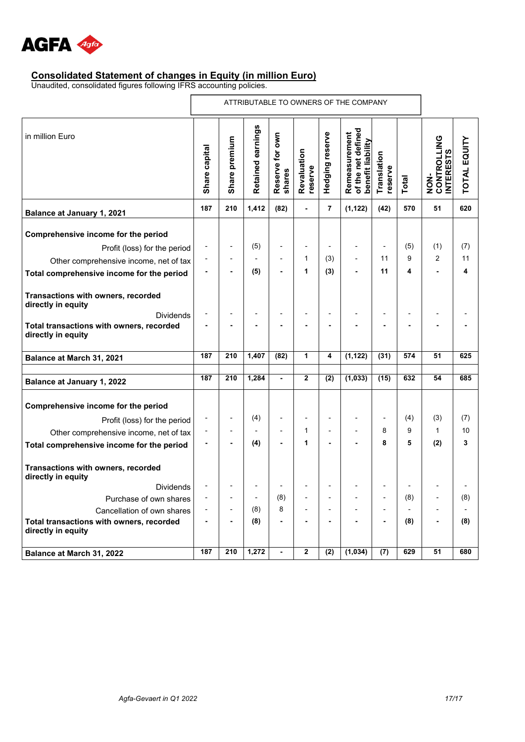AGFA

## Consolidated Statement of changes in Equity (in million Euro)

Unaudited, consolidated figures following IFRS accounting policies.

| | ATTRIBUTABLE TO OWNERS OF THE COMPANY | | | | | | | | | | |
|---|---|---|---|---|---|---|---|---|---|---|---|
| in million Euro | Share capital | Share premium | Retained earnings | Reserve for own shares | Revaluation reserve | Hedging reserve | Remeasurement of the net defined benefit liability | Translation reserve | Total | NON-CONTROLLING INTERESTS | TOTAL EQUITY |
| **Balance at January 1, 2021** | 187 | 210 | 1,412 | (82) | - | 7 | (1,122) | (42) | 570 | 51 | 620 |
| **Comprehensive income for the period** | | | | | | | | | | | |
| Profit (loss) for the period | - | - | (5) | - | - | - | - | - | (5) | (1) | (7) |
| Other comprehensive income, net of tax | - | - | - | - | 1 | (3) | - | 11 | 9 | 2 | 11 |
| **Total comprehensive income for the period** | **-** | **-** | **(5)** | **-** | **1** | **(3)** | **-** | **11** | **4** | **-** | **4** |
| **Transactions with owners, recorded directly in equity** | | | | | | | | | | | |
| Dividends | - | - | - | - | - | - | - | - | - | - | - |
| **Total transactions with owners, recorded directly in equity** | **-** | **-** | **-** | **-** | **-** | **-** | **-** | **-** | **-** | **-** | **-** |
| **Balance at March 31, 2021** | 187 | 210 | 1,407 | (82) | 1 | 4 | (1,122) | (31) | 574 | 51 | 625 |
| **Balance at January 1, 2022** | 187 | 210 | 1,284 | - | 2 | (2) | (1,033) | (15) | 632 | 54 | 685 |
| **Comprehensive income for the period** | | | | | | | | | | | |
| Profit (loss) for the period | - | - | (4) | - | - | - | - | - | (4) | (3) | (7) |
| Other comprehensive income, net of tax | - | - | - | - | 1 | - | - | 8 | 9 | 1 | 10 |
| **Total comprehensive income for the period** | **-** | **-** | **(4)** | **-** | **1** | **-** | **-** | **8** | **5** | **(2)** | **3** |
| **Transactions with owners, recorded directly in equity** | | | | | | | | | | | |
| Dividends | - | - | - | - | - | - | - | - | - | - | - |
| Purchase of own shares | - | - | - | (8) | - | - | - | - | (8) | - | (8) |
| Cancellation of own shares | - | - | (8) | 8 | - | - | - | - | - | - | - |
| **Total transactions with owners, recorded directly in equity** | **-** | **-** | **(8)** | **-** | **-** | **-** | **-** | **-** | **(8)** | **-** | **(8)** |
| **Balance at March 31, 2022** | 187 | 210 | 1,272 | - | 2 | (2) | (1,034) | (7) | 629 | 51 | 680 |